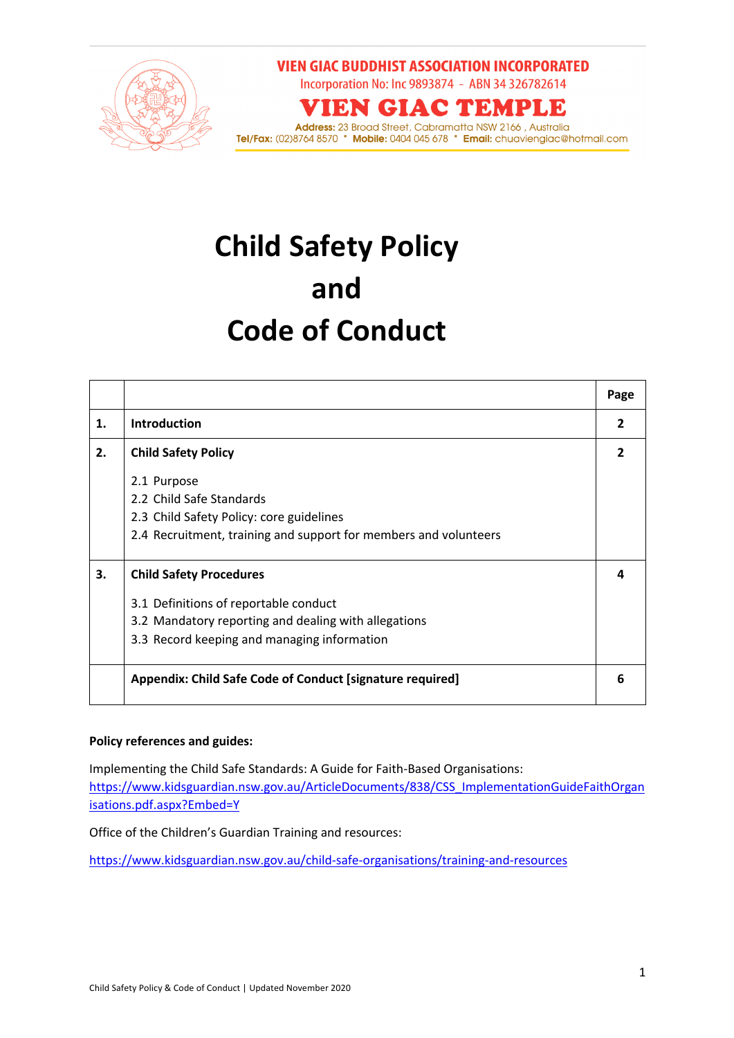**VIEN GIAC BUDDHIST ASSOCIATION INCORPORATED**
Incorporation No: Inc 9893874 - ABN 34 326782614

**VIEN GIAC TEMPLE**

**Address:** 23 Broad Street, Cabramatta NSW 2166 , Australia
**Tel/Fax:** (02)8764 8570 * **Mobile:** 0404 045 678 * **Email:** chuavienglac@hotmail.com

# Child Safety Policy and Code of Conduct

| | | Page |
|---|---|---|
| **1.** | **Introduction** | **2** |
| **2.** | **Child Safety Policy**<br><br>2.1 Purpose<br>2.2 Child Safe Standards<br>2.3 Child Safety Policy: core guidelines<br>2.4 Recruitment, training and support for members and volunteers | **2** |
| **3.** | **Child Safety Procedures**<br><br>3.1 Definitions of reportable conduct<br>3.2 Mandatory reporting and dealing with allegations<br>3.3 Record keeping and managing information | **4** |
| | **Appendix: Child Safe Code of Conduct [signature required]** | **6** |

**Policy references and guides:**

Implementing the Child Safe Standards: A Guide for Faith-Based Organisations:
https://www.kidsguardian.nsw.gov.au/ArticleDocuments/838/CSS_ImplementationGuideFaithOrganisations.pdf.aspx?Embed=Y

Office of the Children's Guardian Training and resources:

https://www.kidsguardian.nsw.gov.au/child-safe-organisations/training-and-resources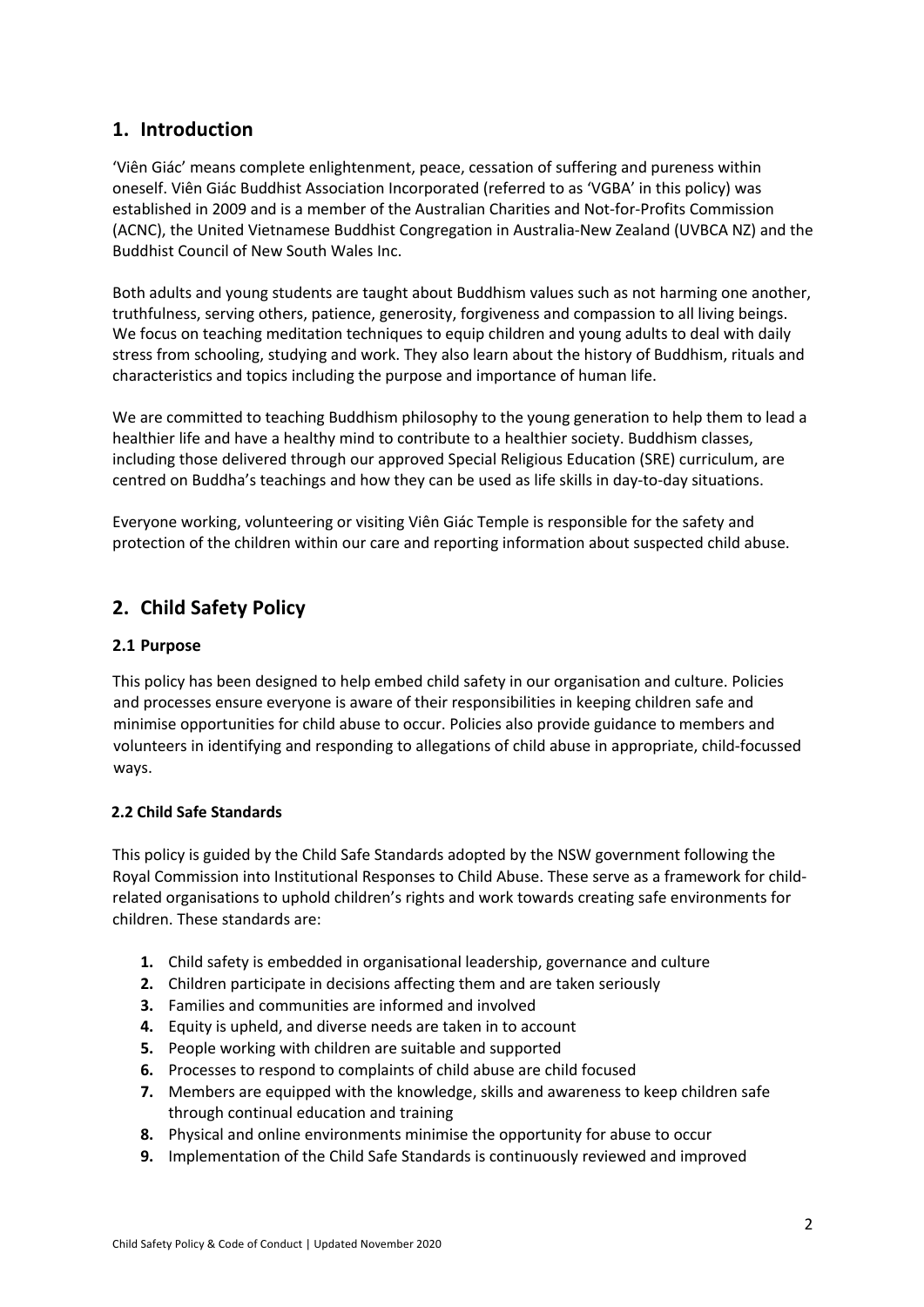## 1. Introduction

'Viên Giác' means complete enlightenment, peace, cessation of suffering and pureness within oneself. Viên Giác Buddhist Association Incorporated (referred to as 'VGBA' in this policy) was established in 2009 and is a member of the Australian Charities and Not-for-Profits Commission (ACNC), the United Vietnamese Buddhist Congregation in Australia-New Zealand (UVBCA NZ) and the Buddhist Council of New South Wales Inc.

Both adults and young students are taught about Buddhism values such as not harming one another, truthfulness, serving others, patience, generosity, forgiveness and compassion to all living beings. We focus on teaching meditation techniques to equip children and young adults to deal with daily stress from schooling, studying and work. They also learn about the history of Buddhism, rituals and characteristics and topics including the purpose and importance of human life.

We are committed to teaching Buddhism philosophy to the young generation to help them to lead a healthier life and have a healthy mind to contribute to a healthier society. Buddhism classes, including those delivered through our approved Special Religious Education (SRE) curriculum, are centred on Buddha's teachings and how they can be used as life skills in day-to-day situations.

Everyone working, volunteering or visiting Viên Giác Temple is responsible for the safety and protection of the children within our care and reporting information about suspected child abuse.

## 2. Child Safety Policy

### 2.1 Purpose

This policy has been designed to help embed child safety in our organisation and culture. Policies and processes ensure everyone is aware of their responsibilities in keeping children safe and minimise opportunities for child abuse to occur. Policies also provide guidance to members and volunteers in identifying and responding to allegations of child abuse in appropriate, child-focussed ways.

### 2.2 Child Safe Standards

This policy is guided by the Child Safe Standards adopted by the NSW government following the Royal Commission into Institutional Responses to Child Abuse. These serve as a framework for child-related organisations to uphold children's rights and work towards creating safe environments for children. These standards are:

1. Child safety is embedded in organisational leadership, governance and culture
2. Children participate in decisions affecting them and are taken seriously
3. Families and communities are informed and involved
4. Equity is upheld, and diverse needs are taken in to account
5. People working with children are suitable and supported
6. Processes to respond to complaints of child abuse are child focused
7. Members are equipped with the knowledge, skills and awareness to keep children safe through continual education and training
8. Physical and online environments minimise the opportunity for abuse to occur
9. Implementation of the Child Safe Standards is continuously reviewed and improved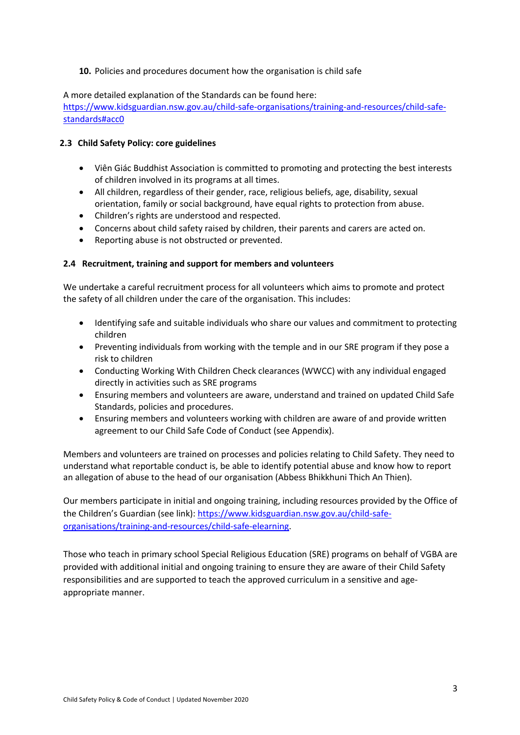10. Policies and procedures document how the organisation is child safe

A more detailed explanation of the Standards can be found here:
[https://www.kidsguardian.nsw.gov.au/child-safe-organisations/training-and-resources/child-safe-standards#acc0](https://www.kidsguardian.nsw.gov.au/child-safe-organisations/training-and-resources/child-safe-standards#acc0)

### 2.3 Child Safety Policy: core guidelines

- Viên Giác Buddhist Association is committed to promoting and protecting the best interests of children involved in its programs at all times.
- All children, regardless of their gender, race, religious beliefs, age, disability, sexual orientation, family or social background, have equal rights to protection from abuse.
- Children's rights are understood and respected.
- Concerns about child safety raised by children, their parents and carers are acted on.
- Reporting abuse is not obstructed or prevented.

### 2.4 Recruitment, training and support for members and volunteers

We undertake a careful recruitment process for all volunteers which aims to promote and protect the safety of all children under the care of the organisation. This includes:

- Identifying safe and suitable individuals who share our values and commitment to protecting children
- Preventing individuals from working with the temple and in our SRE program if they pose a risk to children
- Conducting Working With Children Check clearances (WWCC) with any individual engaged directly in activities such as SRE programs
- Ensuring members and volunteers are aware, understand and trained on updated Child Safe Standards, policies and procedures.
- Ensuring members and volunteers working with children are aware of and provide written agreement to our Child Safe Code of Conduct (see Appendix).

Members and volunteers are trained on processes and policies relating to Child Safety. They need to understand what reportable conduct is, be able to identify potential abuse and know how to report an allegation of abuse to the head of our organisation (Abbess Bhikkhuni Thich An Thien).

Our members participate in initial and ongoing training, including resources provided by the Office of the Children's Guardian (see link): [https://www.kidsguardian.nsw.gov.au/child-safe-organisations/training-and-resources/child-safe-elearning](https://www.kidsguardian.nsw.gov.au/child-safe-organisations/training-and-resources/child-safe-elearning).

Those who teach in primary school Special Religious Education (SRE) programs on behalf of VGBA are provided with additional initial and ongoing training to ensure they are aware of their Child Safety responsibilities and are supported to teach the approved curriculum in a sensitive and age-appropriate manner.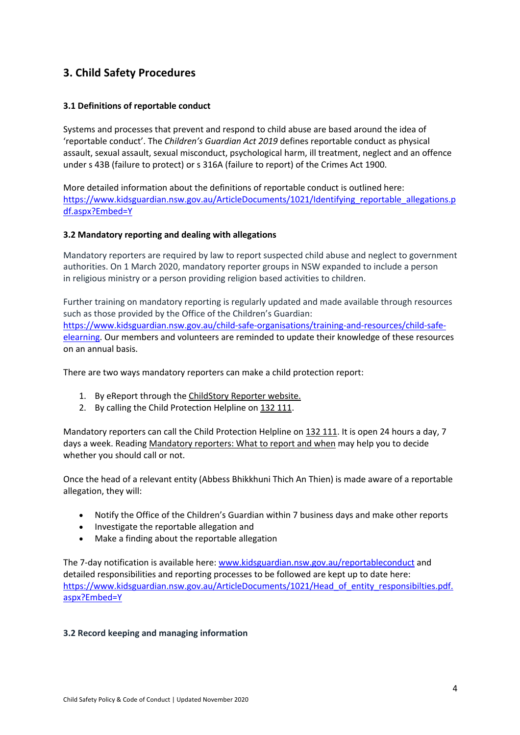## 3. Child Safety Procedures

### 3.1 Definitions of reportable conduct

Systems and processes that prevent and respond to child abuse are based around the idea of 'reportable conduct'. The *Children's Guardian Act 2019* defines reportable conduct as physical assault, sexual assault, sexual misconduct, psychological harm, ill treatment, neglect and an offence under s 43B (failure to protect) or s 316A (failure to report) of the Crimes Act 1900.

More detailed information about the definitions of reportable conduct is outlined here: [https://www.kidsguardian.nsw.gov.au/ArticleDocuments/1021/Identifying_reportable_allegations.pdf.aspx?Embed=Y](https://www.kidsguardian.nsw.gov.au/ArticleDocuments/1021/Identifying_reportable_allegations.pdf.aspx?Embed=Y)

### 3.2 Mandatory reporting and dealing with allegations

Mandatory reporters are required by law to report suspected child abuse and neglect to government authorities. On 1 March 2020, mandatory reporter groups in NSW expanded to include a person in religious ministry or a person providing religion based activities to children.

Further training on mandatory reporting is regularly updated and made available through resources such as those provided by the Office of the Children's Guardian: [https://www.kidsguardian.nsw.gov.au/child-safe-organisations/training-and-resources/child-safe-elearning](https://www.kidsguardian.nsw.gov.au/child-safe-organisations/training-and-resources/child-safe-elearning). Our members and volunteers are reminded to update their knowledge of these resources on an annual basis.

There are two ways mandatory reporters can make a child protection report:

1. By eReport through the ChildStory Reporter website.
2. By calling the Child Protection Helpline on 132 111.

Mandatory reporters can call the Child Protection Helpline on 132 111. It is open 24 hours a day, 7 days a week. Reading Mandatory reporters: What to report and when may help you to decide whether you should call or not.

Once the head of a relevant entity (Abbess Bhikkhuni Thich An Thien) is made aware of a reportable allegation, they will:

- Notify the Office of the Children's Guardian within 7 business days and make other reports
- Investigate the reportable allegation and
- Make a finding about the reportable allegation

The 7-day notification is available here: [www.kidsguardian.nsw.gov.au/reportableconduct](http://www.kidsguardian.nsw.gov.au/reportableconduct) and detailed responsibilities and reporting processes to be followed are kept up to date here: [https://www.kidsguardian.nsw.gov.au/ArticleDocuments/1021/Head_of_entity_responsibilties.pdf.aspx?Embed=Y](https://www.kidsguardian.nsw.gov.au/ArticleDocuments/1021/Head_of_entity_responsibilties.pdf.aspx?Embed=Y)

### 3.2 Record keeping and managing information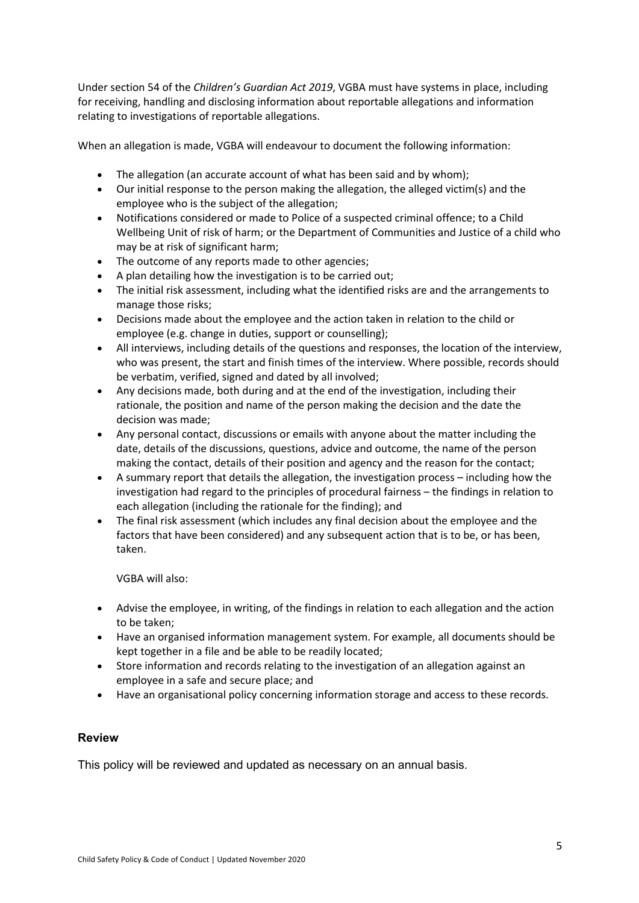Under section 54 of the *Children's Guardian Act 2019*, VGBA must have systems in place, including for receiving, handling and disclosing information about reportable allegations and information relating to investigations of reportable allegations.

When an allegation is made, VGBA will endeavour to document the following information:

- The allegation (an accurate account of what has been said and by whom);
- Our initial response to the person making the allegation, the alleged victim(s) and the employee who is the subject of the allegation;
- Notifications considered or made to Police of a suspected criminal offence; to a Child Wellbeing Unit of risk of harm; or the Department of Communities and Justice of a child who may be at risk of significant harm;
- The outcome of any reports made to other agencies;
- A plan detailing how the investigation is to be carried out;
- The initial risk assessment, including what the identified risks are and the arrangements to manage those risks;
- Decisions made about the employee and the action taken in relation to the child or employee (e.g. change in duties, support or counselling);
- All interviews, including details of the questions and responses, the location of the interview, who was present, the start and finish times of the interview. Where possible, records should be verbatim, verified, signed and dated by all involved;
- Any decisions made, both during and at the end of the investigation, including their rationale, the position and name of the person making the decision and the date the decision was made;
- Any personal contact, discussions or emails with anyone about the matter including the date, details of the discussions, questions, advice and outcome, the name of the person making the contact, details of their position and agency and the reason for the contact;
- A summary report that details the allegation, the investigation process – including how the investigation had regard to the principles of procedural fairness – the findings in relation to each allegation (including the rationale for the finding); and
- The final risk assessment (which includes any final decision about the employee and the factors that have been considered) and any subsequent action that is to be, or has been, taken.

VGBA will also:

- Advise the employee, in writing, of the findings in relation to each allegation and the action to be taken;
- Have an organised information management system. For example, all documents should be kept together in a file and be able to be readily located;
- Store information and records relating to the investigation of an allegation against an employee in a safe and secure place; and
- Have an organisational policy concerning information storage and access to these records.

## Review

This policy will be reviewed and updated as necessary on an annual basis.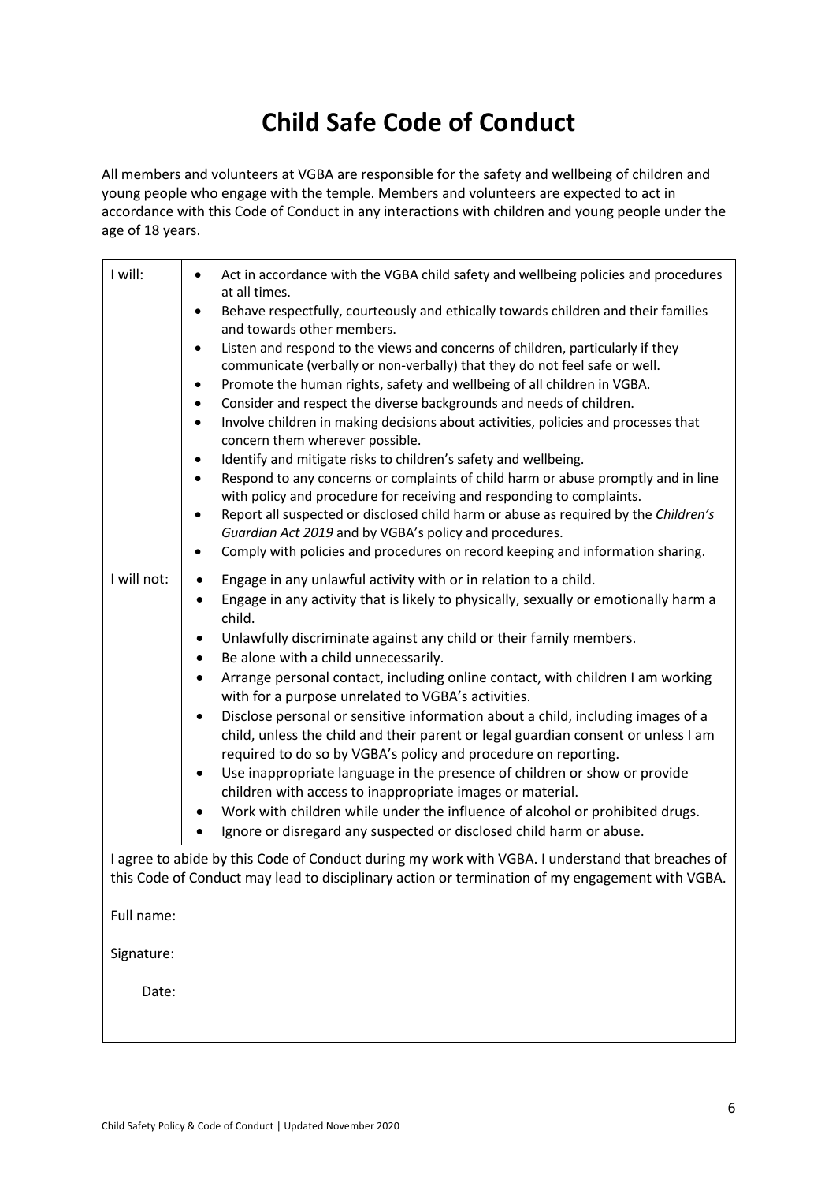# Child Safe Code of Conduct

All members and volunteers at VGBA are responsible for the safety and wellbeing of children and young people who engage with the temple. Members and volunteers are expected to act in accordance with this Code of Conduct in any interactions with children and young people under the age of 18 years.

| | |
|---|---|
| I will: | • Act in accordance with the VGBA child safety and wellbeing policies and procedures at all times.<br>• Behave respectfully, courteously and ethically towards children and their families and towards other members.<br>• Listen and respond to the views and concerns of children, particularly if they communicate (verbally or non-verbally) that they do not feel safe or well.<br>• Promote the human rights, safety and wellbeing of all children in VGBA.<br>• Consider and respect the diverse backgrounds and needs of children.<br>• Involve children in making decisions about activities, policies and processes that concern them wherever possible.<br>• Identify and mitigate risks to children's safety and wellbeing.<br>• Respond to any concerns or complaints of child harm or abuse promptly and in line with policy and procedure for receiving and responding to complaints.<br>• Report all suspected or disclosed child harm or abuse as required by the *Children's Guardian Act 2019* and by VGBA's policy and procedures.<br>• Comply with policies and procedures on record keeping and information sharing. |
| I will not: | • Engage in any unlawful activity with or in relation to a child.<br>• Engage in any activity that is likely to physically, sexually or emotionally harm a child.<br>• Unlawfully discriminate against any child or their family members.<br>• Be alone with a child unnecessarily.<br>• Arrange personal contact, including online contact, with children I am working with for a purpose unrelated to VGBA's activities.<br>• Disclose personal or sensitive information about a child, including images of a child, unless the child and their parent or legal guardian consent or unless I am required to do so by VGBA's policy and procedure on reporting.<br>• Use inappropriate language in the presence of children or show or provide children with access to inappropriate images or material.<br>• Work with children while under the influence of alcohol or prohibited drugs.<br>• Ignore or disregard any suspected or disclosed child harm or abuse. |

I agree to abide by this Code of Conduct during my work with VGBA. I understand that breaches of this Code of Conduct may lead to disciplinary action or termination of my engagement with VGBA.

Full name:

Signature:

Date: